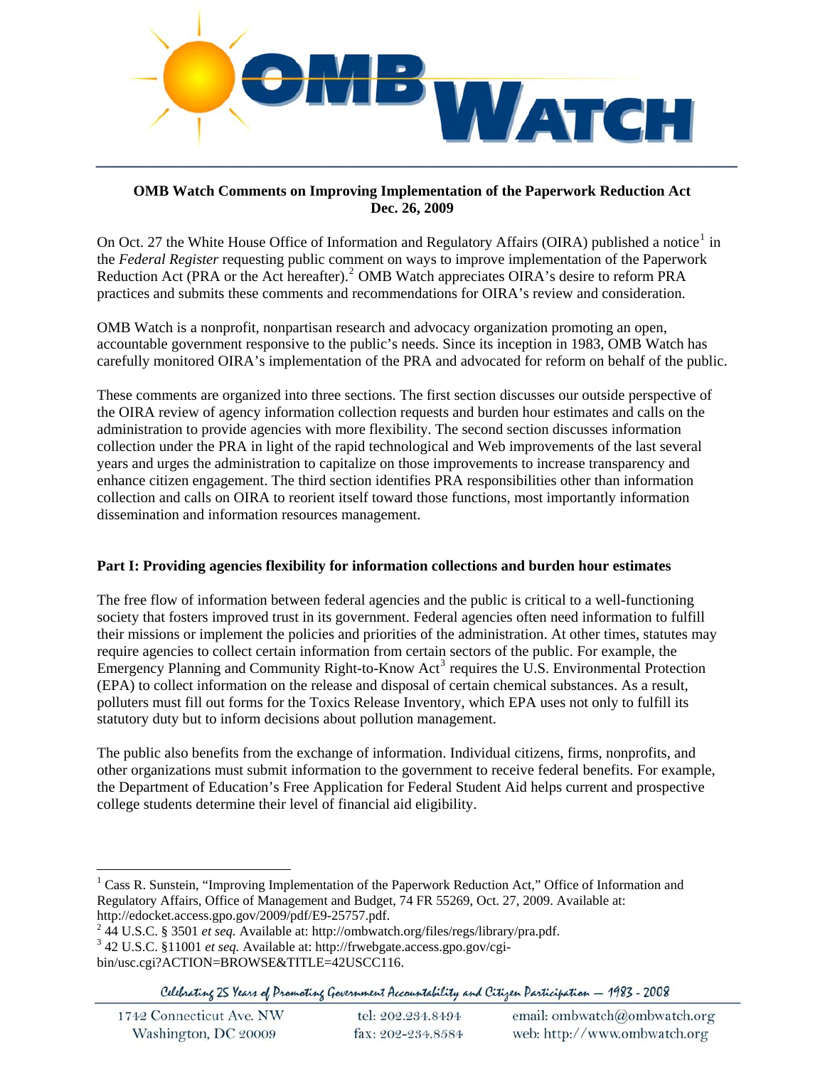**OMB Watch Comments on Improving Implementation of the Paperwork Reduction Act**
**Dec. 26, 2009**

On Oct. 27 the White House Office of Information and Regulatory Affairs (OIRA) published a notice[1] in the *Federal Register* requesting public comment on ways to improve implementation of the Paperwork Reduction Act (PRA or the Act hereafter).[2] OMB Watch appreciates OIRA's desire to reform PRA practices and submits these comments and recommendations for OIRA's review and consideration.

OMB Watch is a nonprofit, nonpartisan research and advocacy organization promoting an open, accountable government responsive to the public's needs. Since its inception in 1983, OMB Watch has carefully monitored OIRA's implementation of the PRA and advocated for reform on behalf of the public.

These comments are organized into three sections. The first section discusses our outside perspective of the OIRA review of agency information collection requests and burden hour estimates and calls on the administration to provide agencies with more flexibility. The second section discusses information collection under the PRA in light of the rapid technological and Web improvements of the last several years and urges the administration to capitalize on those improvements to increase transparency and enhance citizen engagement. The third section identifies PRA responsibilities other than information collection and calls on OIRA to reorient itself toward those functions, most importantly information dissemination and information resources management.

## Part I: Providing agencies flexibility for information collections and burden hour estimates

The free flow of information between federal agencies and the public is critical to a well-functioning society that fosters improved trust in its government. Federal agencies often need information to fulfill their missions or implement the policies and priorities of the administration. At other times, statutes may require agencies to collect certain information from certain sectors of the public. For example, the Emergency Planning and Community Right-to-Know Act[3] requires the U.S. Environmental Protection (EPA) to collect information on the release and disposal of certain chemical substances. As a result, polluters must fill out forms for the Toxics Release Inventory, which EPA uses not only to fulfill its statutory duty but to inform decisions about pollution management.

The public also benefits from the exchange of information. Individual citizens, firms, nonprofits, and other organizations must submit information to the government to receive federal benefits. For example, the Department of Education's Free Application for Federal Student Aid helps current and prospective college students determine their level of financial aid eligibility.

---

[1] Cass R. Sunstein, "Improving Implementation of the Paperwork Reduction Act," Office of Information and Regulatory Affairs, Office of Management and Budget, 74 FR 55269, Oct. 27, 2009. Available at: http://edocket.access.gpo.gov/2009/pdf/E9-25757.pdf.

[2] 44 U.S.C. § 3501 *et seq.* Available at: http://ombwatch.org/files/regs/library/pra.pdf.

[3] 42 U.S.C. §11001 *et seq.* Available at: http://frwebgate.access.gpo.gov/cgi-bin/usc.cgi?ACTION=BROWSE&TITLE=42USCC116.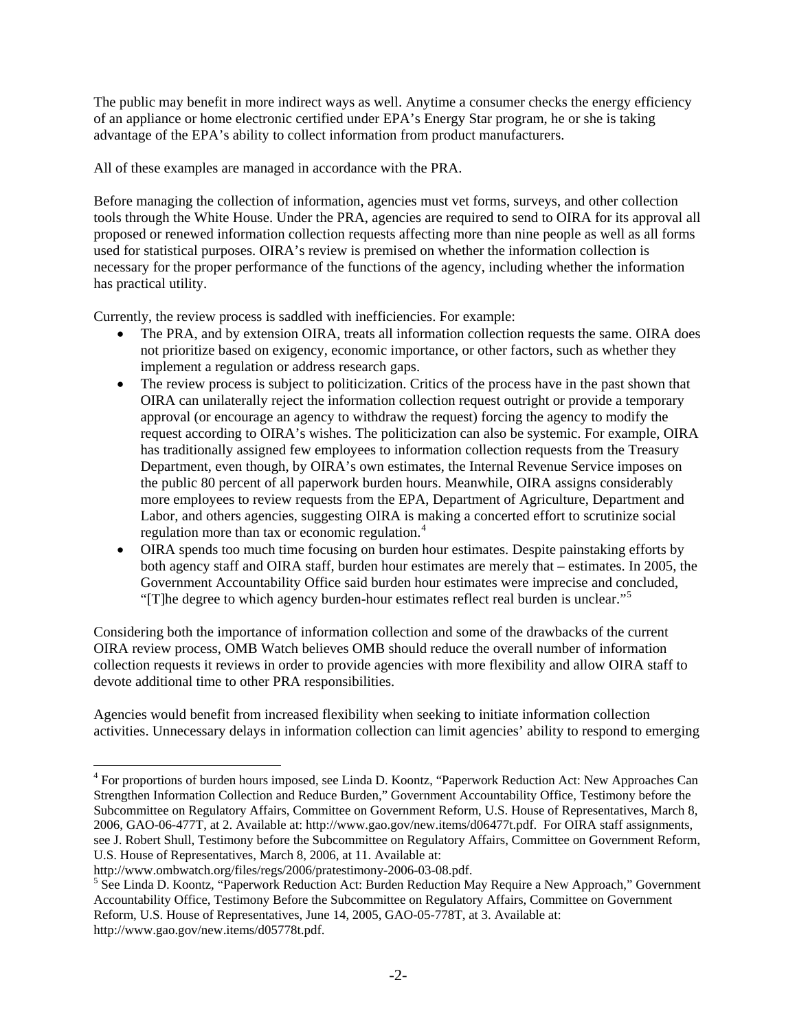The public may benefit in more indirect ways as well. Anytime a consumer checks the energy efficiency of an appliance or home electronic certified under EPA's Energy Star program, he or she is taking advantage of the EPA's ability to collect information from product manufacturers.

All of these examples are managed in accordance with the PRA.

Before managing the collection of information, agencies must vet forms, surveys, and other collection tools through the White House. Under the PRA, agencies are required to send to OIRA for its approval all proposed or renewed information collection requests affecting more than nine people as well as all forms used for statistical purposes. OIRA's review is premised on whether the information collection is necessary for the proper performance of the functions of the agency, including whether the information has practical utility.

Currently, the review process is saddled with inefficiencies. For example:

- The PRA, and by extension OIRA, treats all information collection requests the same. OIRA does not prioritize based on exigency, economic importance, or other factors, such as whether they implement a regulation or address research gaps.
- The review process is subject to politicization. Critics of the process have in the past shown that OIRA can unilaterally reject the information collection request outright or provide a temporary approval (or encourage an agency to withdraw the request) forcing the agency to modify the request according to OIRA's wishes. The politicization can also be systemic. For example, OIRA has traditionally assigned few employees to information collection requests from the Treasury Department, even though, by OIRA's own estimates, the Internal Revenue Service imposes on the public 80 percent of all paperwork burden hours. Meanwhile, OIRA assigns considerably more employees to review requests from the EPA, Department of Agriculture, Department and Labor, and others agencies, suggesting OIRA is making a concerted effort to scrutinize social regulation more than tax or economic regulation.[4]
- OIRA spends too much time focusing on burden hour estimates. Despite painstaking efforts by both agency staff and OIRA staff, burden hour estimates are merely that – estimates. In 2005, the Government Accountability Office said burden hour estimates were imprecise and concluded, "[T]he degree to which agency burden-hour estimates reflect real burden is unclear."[5]

Considering both the importance of information collection and some of the drawbacks of the current OIRA review process, OMB Watch believes OMB should reduce the overall number of information collection requests it reviews in order to provide agencies with more flexibility and allow OIRA staff to devote additional time to other PRA responsibilities.

Agencies would benefit from increased flexibility when seeking to initiate information collection activities. Unnecessary delays in information collection can limit agencies' ability to respond to emerging

---

[4] For proportions of burden hours imposed, see Linda D. Koontz, "Paperwork Reduction Act: New Approaches Can Strengthen Information Collection and Reduce Burden," Government Accountability Office, Testimony before the Subcommittee on Regulatory Affairs, Committee on Government Reform, U.S. House of Representatives, March 8, 2006, GAO-06-477T, at 2. Available at: http://www.gao.gov/new.items/d06477t.pdf. For OIRA staff assignments, see J. Robert Shull, Testimony before the Subcommittee on Regulatory Affairs, Committee on Government Reform, U.S. House of Representatives, March 8, 2006, at 11. Available at: http://www.ombwatch.org/files/regs/2006/pratestimony-2006-03-08.pdf.

[5] See Linda D. Koontz, "Paperwork Reduction Act: Burden Reduction May Require a New Approach," Government Accountability Office, Testimony Before the Subcommittee on Regulatory Affairs, Committee on Government Reform, U.S. House of Representatives, June 14, 2005, GAO-05-778T, at 3. Available at: http://www.gao.gov/new.items/d05778t.pdf.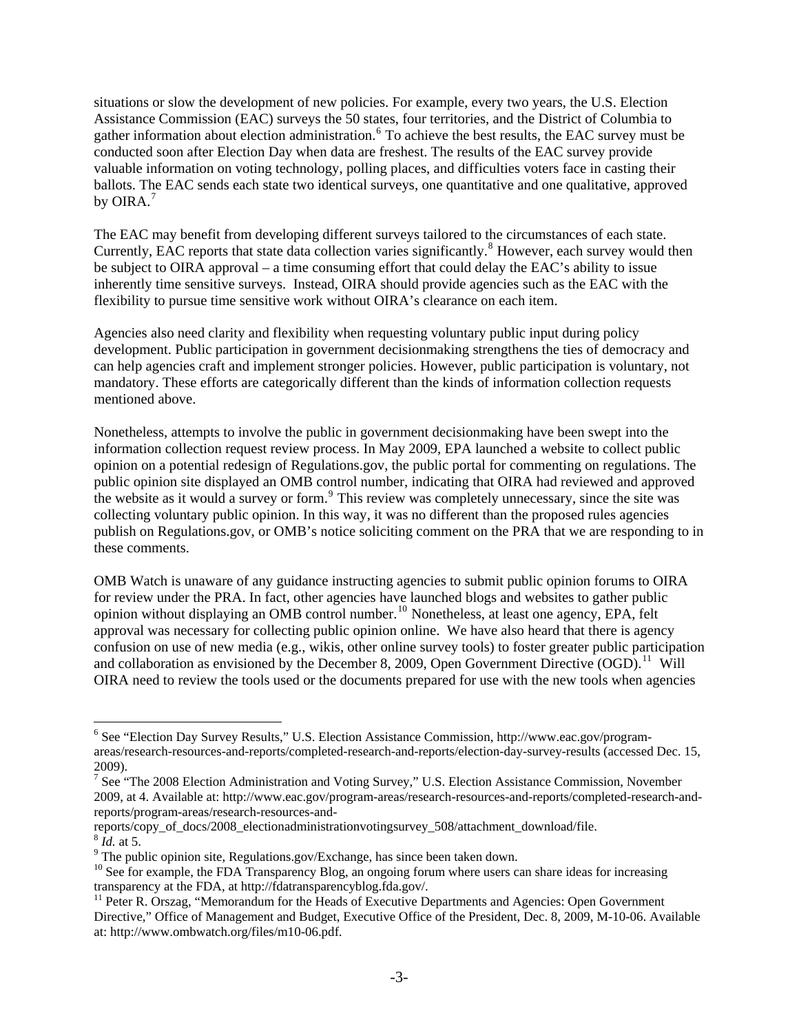situations or slow the development of new policies. For example, every two years, the U.S. Election Assistance Commission (EAC) surveys the 50 states, four territories, and the District of Columbia to gather information about election administration.[6] To achieve the best results, the EAC survey must be conducted soon after Election Day when data are freshest. The results of the EAC survey provide valuable information on voting technology, polling places, and difficulties voters face in casting their ballots. The EAC sends each state two identical surveys, one quantitative and one qualitative, approved by OIRA.[7]

The EAC may benefit from developing different surveys tailored to the circumstances of each state. Currently, EAC reports that state data collection varies significantly.[8] However, each survey would then be subject to OIRA approval – a time consuming effort that could delay the EAC's ability to issue inherently time sensitive surveys. Instead, OIRA should provide agencies such as the EAC with the flexibility to pursue time sensitive work without OIRA's clearance on each item.

Agencies also need clarity and flexibility when requesting voluntary public input during policy development. Public participation in government decisionmaking strengthens the ties of democracy and can help agencies craft and implement stronger policies. However, public participation is voluntary, not mandatory. These efforts are categorically different than the kinds of information collection requests mentioned above.

Nonetheless, attempts to involve the public in government decisionmaking have been swept into the information collection request review process. In May 2009, EPA launched a website to collect public opinion on a potential redesign of Regulations.gov, the public portal for commenting on regulations. The public opinion site displayed an OMB control number, indicating that OIRA had reviewed and approved the website as it would a survey or form.[9] This review was completely unnecessary, since the site was collecting voluntary public opinion. In this way, it was no different than the proposed rules agencies publish on Regulations.gov, or OMB's notice soliciting comment on the PRA that we are responding to in these comments.

OMB Watch is unaware of any guidance instructing agencies to submit public opinion forums to OIRA for review under the PRA. In fact, other agencies have launched blogs and websites to gather public opinion without displaying an OMB control number.[10] Nonetheless, at least one agency, EPA, felt approval was necessary for collecting public opinion online. We have also heard that there is agency confusion on use of new media (e.g., wikis, other online survey tools) to foster greater public participation and collaboration as envisioned by the December 8, 2009, Open Government Directive (OGD).[11] Will OIRA need to review the tools used or the documents prepared for use with the new tools when agencies

---

[6] See "Election Day Survey Results," U.S. Election Assistance Commission, http://www.eac.gov/program-areas/research-resources-and-reports/completed-research-and-reports/election-day-survey-results (accessed Dec. 15, 2009).

[7] See "The 2008 Election Administration and Voting Survey," U.S. Election Assistance Commission, November 2009, at 4. Available at: http://www.eac.gov/program-areas/research-resources-and-reports/completed-research-and-reports/program-areas/research-resources-and-reports/copy_of_docs/2008_electionadministrationvotingsurvey_508/attachment_download/file.

[8] *Id.* at 5.

[9] The public opinion site, Regulations.gov/Exchange, has since been taken down.

[10] See for example, the FDA Transparency Blog, an ongoing forum where users can share ideas for increasing transparency at the FDA, at http://fdatransparencyblog.fda.gov/.

[11] Peter R. Orszag, "Memorandum for the Heads of Executive Departments and Agencies: Open Government Directive," Office of Management and Budget, Executive Office of the President, Dec. 8, 2009, M-10-06. Available at: http://www.ombwatch.org/files/m10-06.pdf.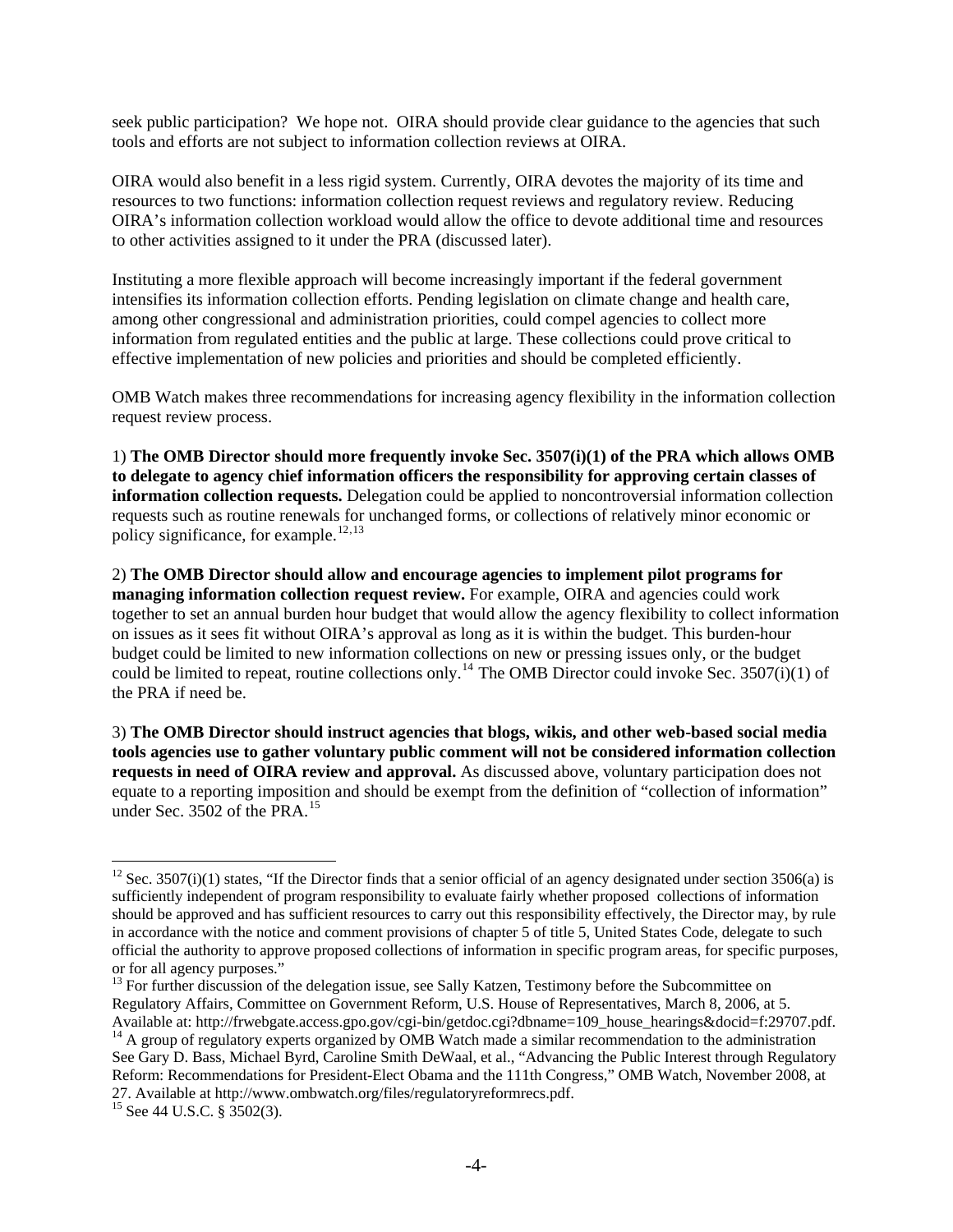seek public participation? We hope not. OIRA should provide clear guidance to the agencies that such tools and efforts are not subject to information collection reviews at OIRA.

OIRA would also benefit in a less rigid system. Currently, OIRA devotes the majority of its time and resources to two functions: information collection request reviews and regulatory review. Reducing OIRA's information collection workload would allow the office to devote additional time and resources to other activities assigned to it under the PRA (discussed later).

Instituting a more flexible approach will become increasingly important if the federal government intensifies its information collection efforts. Pending legislation on climate change and health care, among other congressional and administration priorities, could compel agencies to collect more information from regulated entities and the public at large. These collections could prove critical to effective implementation of new policies and priorities and should be completed efficiently.

OMB Watch makes three recommendations for increasing agency flexibility in the information collection request review process.

1) **The OMB Director should more frequently invoke Sec. 3507(i)(1) of the PRA which allows OMB to delegate to agency chief information officers the responsibility for approving certain classes of information collection requests.** Delegation could be applied to noncontroversial information collection requests such as routine renewals for unchanged forms, or collections of relatively minor economic or policy significance, for example.[12,13]

2) **The OMB Director should allow and encourage agencies to implement pilot programs for managing information collection request review.** For example, OIRA and agencies could work together to set an annual burden hour budget that would allow the agency flexibility to collect information on issues as it sees fit without OIRA's approval as long as it is within the budget. This burden-hour budget could be limited to new information collections on new or pressing issues only, or the budget could be limited to repeat, routine collections only.[14] The OMB Director could invoke Sec. 3507(i)(1) of the PRA if need be.

3) **The OMB Director should instruct agencies that blogs, wikis, and other web-based social media tools agencies use to gather voluntary public comment will not be considered information collection requests in need of OIRA review and approval.** As discussed above, voluntary participation does not equate to a reporting imposition and should be exempt from the definition of "collection of information" under Sec. 3502 of the PRA.[15]

---

[12] Sec. 3507(i)(1) states, "If the Director finds that a senior official of an agency designated under section 3506(a) is sufficiently independent of program responsibility to evaluate fairly whether proposed collections of information should be approved and has sufficient resources to carry out this responsibility effectively, the Director may, by rule in accordance with the notice and comment provisions of chapter 5 of title 5, United States Code, delegate to such official the authority to approve proposed collections of information in specific program areas, for specific purposes, or for all agency purposes."

[13] For further discussion of the delegation issue, see Sally Katzen, Testimony before the Subcommittee on Regulatory Affairs, Committee on Government Reform, U.S. House of Representatives, March 8, 2006, at 5. Available at: http://frwebgate.access.gpo.gov/cgi-bin/getdoc.cgi?dbname=109_house_hearings&docid=f:29707.pdf.

[14] A group of regulatory experts organized by OMB Watch made a similar recommendation to the administration See Gary D. Bass, Michael Byrd, Caroline Smith DeWaal, et al., "Advancing the Public Interest through Regulatory Reform: Recommendations for President-Elect Obama and the 111th Congress," OMB Watch, November 2008, at 27. Available at http://www.ombwatch.org/files/regulatoryreformrecs.pdf.

[15] See 44 U.S.C. § 3502(3).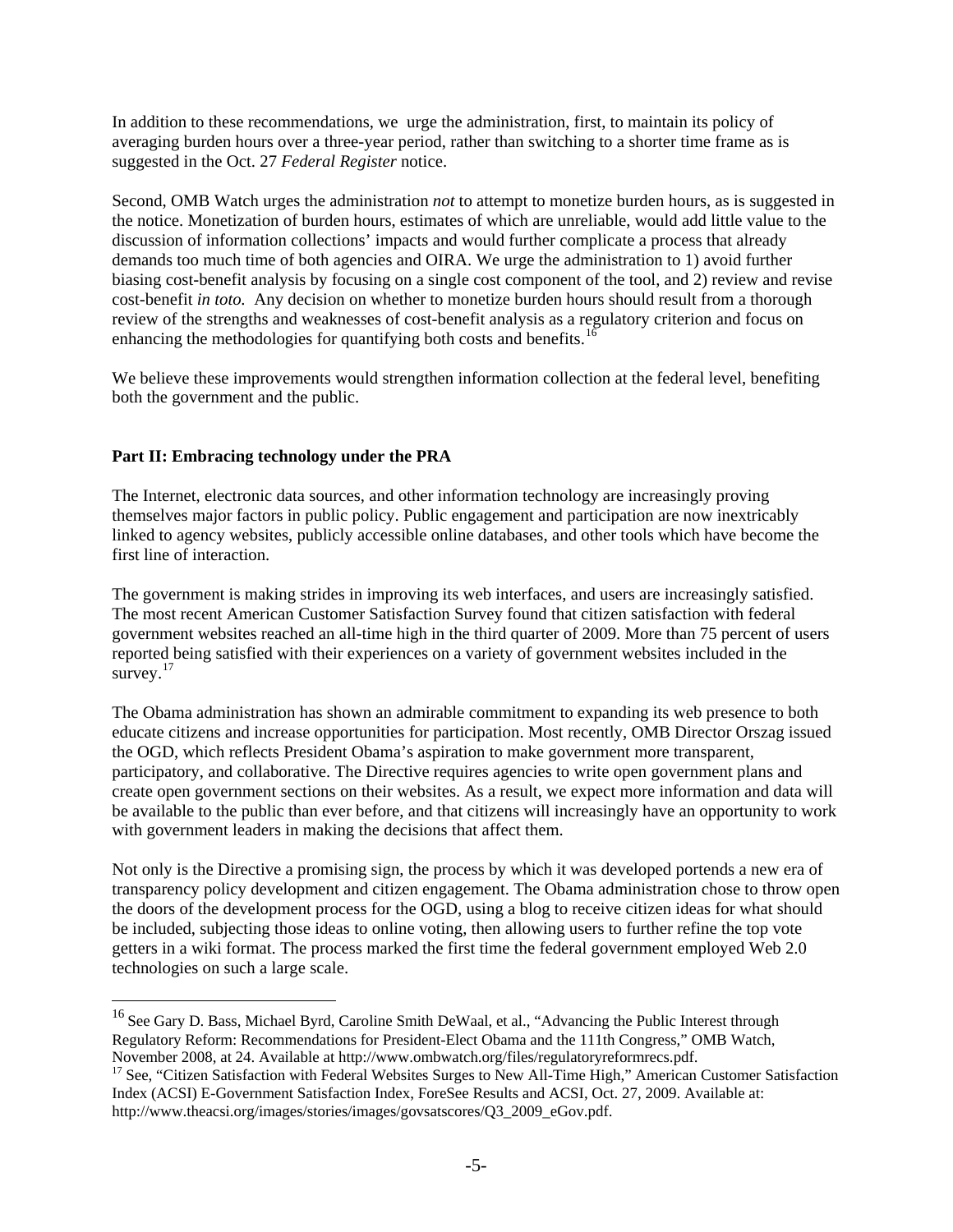In addition to these recommendations, we urge the administration, first, to maintain its policy of averaging burden hours over a three-year period, rather than switching to a shorter time frame as is suggested in the Oct. 27 *Federal Register* notice.

Second, OMB Watch urges the administration *not* to attempt to monetize burden hours, as is suggested in the notice. Monetization of burden hours, estimates of which are unreliable, would add little value to the discussion of information collections' impacts and would further complicate a process that already demands too much time of both agencies and OIRA. We urge the administration to 1) avoid further biasing cost-benefit analysis by focusing on a single cost component of the tool, and 2) review and revise cost-benefit *in toto.* Any decision on whether to monetize burden hours should result from a thorough review of the strengths and weaknesses of cost-benefit analysis as a regulatory criterion and focus on enhancing the methodologies for quantifying both costs and benefits.[16]

We believe these improvements would strengthen information collection at the federal level, benefiting both the government and the public.

**Part II: Embracing technology under the PRA**

The Internet, electronic data sources, and other information technology are increasingly proving themselves major factors in public policy. Public engagement and participation are now inextricably linked to agency websites, publicly accessible online databases, and other tools which have become the first line of interaction.

The government is making strides in improving its web interfaces, and users are increasingly satisfied. The most recent American Customer Satisfaction Survey found that citizen satisfaction with federal government websites reached an all-time high in the third quarter of 2009. More than 75 percent of users reported being satisfied with their experiences on a variety of government websites included in the survey.[17]

The Obama administration has shown an admirable commitment to expanding its web presence to both educate citizens and increase opportunities for participation. Most recently, OMB Director Orszag issued the OGD, which reflects President Obama's aspiration to make government more transparent, participatory, and collaborative. The Directive requires agencies to write open government plans and create open government sections on their websites. As a result, we expect more information and data will be available to the public than ever before, and that citizens will increasingly have an opportunity to work with government leaders in making the decisions that affect them.

Not only is the Directive a promising sign, the process by which it was developed portends a new era of transparency policy development and citizen engagement. The Obama administration chose to throw open the doors of the development process for the OGD, using a blog to receive citizen ideas for what should be included, subjecting those ideas to online voting, then allowing users to further refine the top vote getters in a wiki format. The process marked the first time the federal government employed Web 2.0 technologies on such a large scale.

---

[16] See Gary D. Bass, Michael Byrd, Caroline Smith DeWaal, et al., "Advancing the Public Interest through Regulatory Reform: Recommendations for President-Elect Obama and the 111th Congress," OMB Watch, November 2008, at 24. Available at http://www.ombwatch.org/files/regulatoryreformrecs.pdf.

[17] See, "Citizen Satisfaction with Federal Websites Surges to New All-Time High," American Customer Satisfaction Index (ACSI) E-Government Satisfaction Index, ForeSee Results and ACSI, Oct. 27, 2009. Available at: http://www.theacsi.org/images/stories/images/govsatscores/Q3_2009_eGov.pdf.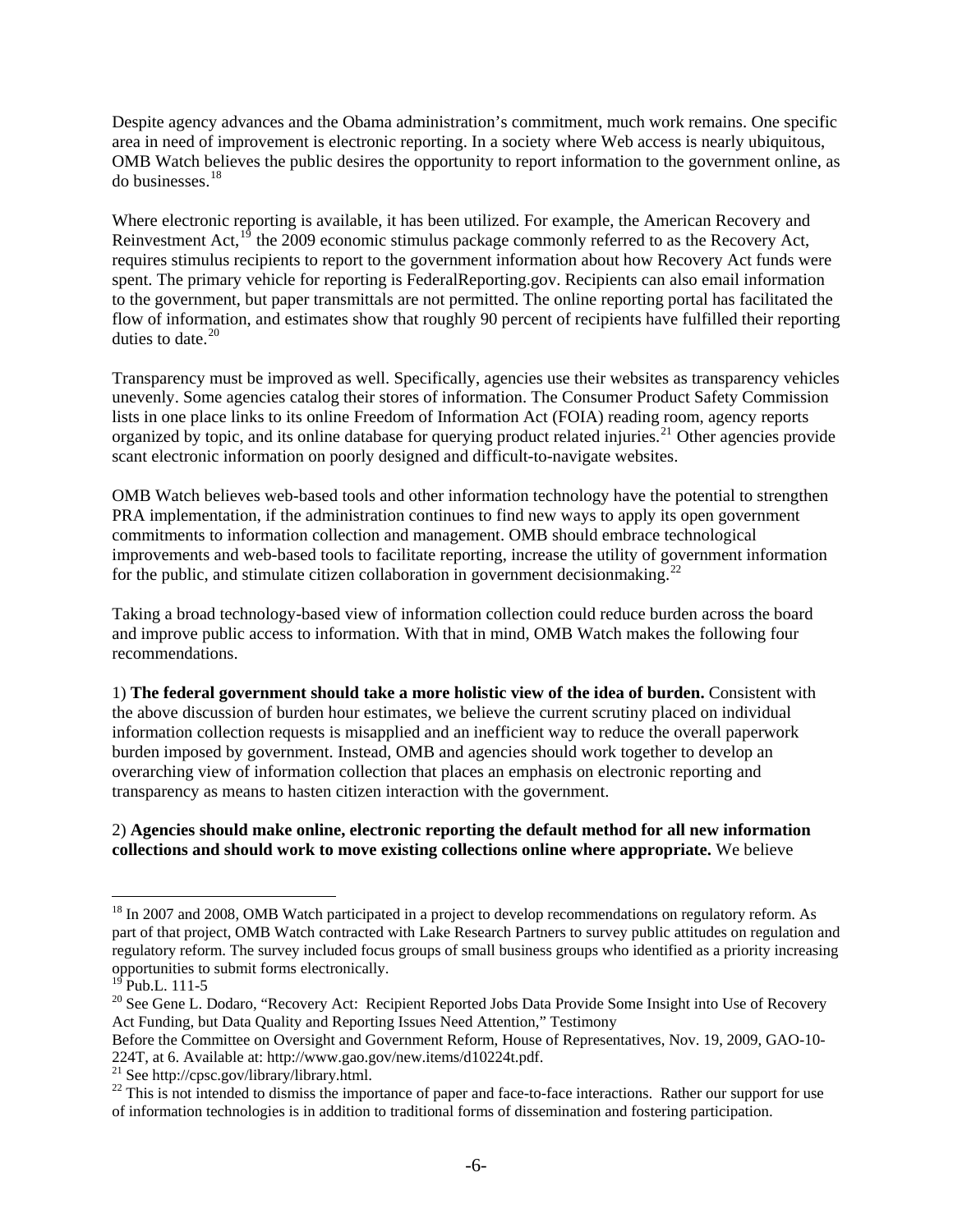Despite agency advances and the Obama administration's commitment, much work remains. One specific area in need of improvement is electronic reporting. In a society where Web access is nearly ubiquitous, OMB Watch believes the public desires the opportunity to report information to the government online, as do businesses.[18]

Where electronic reporting is available, it has been utilized. For example, the American Recovery and Reinvestment Act,[19] the 2009 economic stimulus package commonly referred to as the Recovery Act, requires stimulus recipients to report to the government information about how Recovery Act funds were spent. The primary vehicle for reporting is FederalReporting.gov. Recipients can also email information to the government, but paper transmittals are not permitted. The online reporting portal has facilitated the flow of information, and estimates show that roughly 90 percent of recipients have fulfilled their reporting duties to date.[20]

Transparency must be improved as well. Specifically, agencies use their websites as transparency vehicles unevenly. Some agencies catalog their stores of information. The Consumer Product Safety Commission lists in one place links to its online Freedom of Information Act (FOIA) reading room, agency reports organized by topic, and its online database for querying product related injuries.[21] Other agencies provide scant electronic information on poorly designed and difficult-to-navigate websites.

OMB Watch believes web-based tools and other information technology have the potential to strengthen PRA implementation, if the administration continues to find new ways to apply its open government commitments to information collection and management. OMB should embrace technological improvements and web-based tools to facilitate reporting, increase the utility of government information for the public, and stimulate citizen collaboration in government decisionmaking.[22]

Taking a broad technology-based view of information collection could reduce burden across the board and improve public access to information. With that in mind, OMB Watch makes the following four recommendations.

1) **The federal government should take a more holistic view of the idea of burden.** Consistent with the above discussion of burden hour estimates, we believe the current scrutiny placed on individual information collection requests is misapplied and an inefficient way to reduce the overall paperwork burden imposed by government. Instead, OMB and agencies should work together to develop an overarching view of information collection that places an emphasis on electronic reporting and transparency as means to hasten citizen interaction with the government.

2) **Agencies should make online, electronic reporting the default method for all new information collections and should work to move existing collections online where appropriate.** We believe

---

[18] In 2007 and 2008, OMB Watch participated in a project to develop recommendations on regulatory reform. As part of that project, OMB Watch contracted with Lake Research Partners to survey public attitudes on regulation and regulatory reform. The survey included focus groups of small business groups who identified as a priority increasing opportunities to submit forms electronically.

[19] Pub.L. 111-5

[20] See Gene L. Dodaro, "Recovery Act: Recipient Reported Jobs Data Provide Some Insight into Use of Recovery Act Funding, but Data Quality and Reporting Issues Need Attention," Testimony Before the Committee on Oversight and Government Reform, House of Representatives, Nov. 19, 2009, GAO-10-224T, at 6. Available at: http://www.gao.gov/new.items/d10224t.pdf.

[21] See http://cpsc.gov/library/library.html.

[22] This is not intended to dismiss the importance of paper and face-to-face interactions. Rather our support for use of information technologies is in addition to traditional forms of dissemination and fostering participation.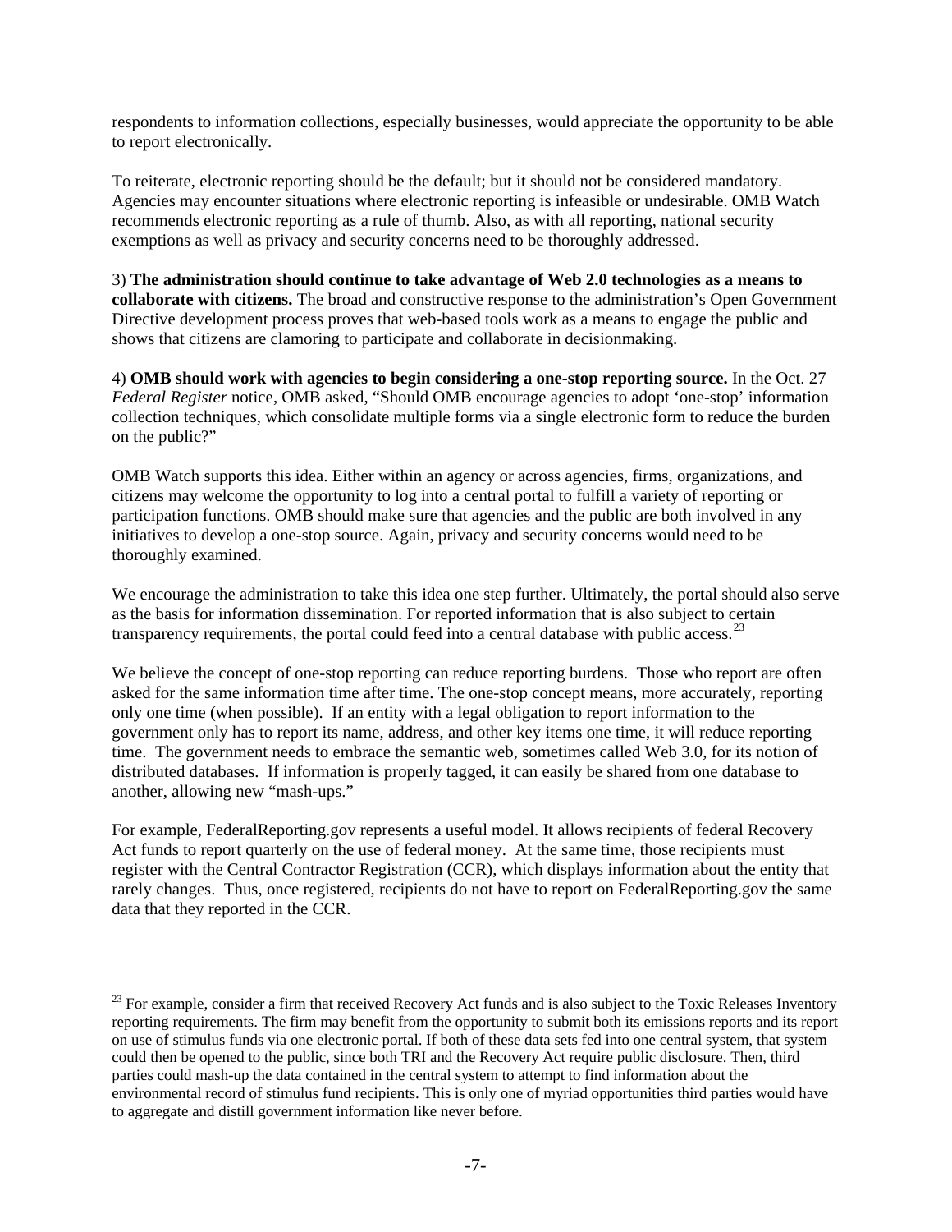respondents to information collections, especially businesses, would appreciate the opportunity to be able to report electronically.

To reiterate, electronic reporting should be the default; but it should not be considered mandatory. Agencies may encounter situations where electronic reporting is infeasible or undesirable. OMB Watch recommends electronic reporting as a rule of thumb. Also, as with all reporting, national security exemptions as well as privacy and security concerns need to be thoroughly addressed.

3) **The administration should continue to take advantage of Web 2.0 technologies as a means to collaborate with citizens.** The broad and constructive response to the administration's Open Government Directive development process proves that web-based tools work as a means to engage the public and shows that citizens are clamoring to participate and collaborate in decisionmaking.

4) **OMB should work with agencies to begin considering a one-stop reporting source.** In the Oct. 27 *Federal Register* notice, OMB asked, "Should OMB encourage agencies to adopt 'one-stop' information collection techniques, which consolidate multiple forms via a single electronic form to reduce the burden on the public?"

OMB Watch supports this idea. Either within an agency or across agencies, firms, organizations, and citizens may welcome the opportunity to log into a central portal to fulfill a variety of reporting or participation functions. OMB should make sure that agencies and the public are both involved in any initiatives to develop a one-stop source. Again, privacy and security concerns would need to be thoroughly examined.

We encourage the administration to take this idea one step further. Ultimately, the portal should also serve as the basis for information dissemination. For reported information that is also subject to certain transparency requirements, the portal could feed into a central database with public access.[23]

We believe the concept of one-stop reporting can reduce reporting burdens. Those who report are often asked for the same information time after time. The one-stop concept means, more accurately, reporting only one time (when possible). If an entity with a legal obligation to report information to the government only has to report its name, address, and other key items one time, it will reduce reporting time. The government needs to embrace the semantic web, sometimes called Web 3.0, for its notion of distributed databases. If information is properly tagged, it can easily be shared from one database to another, allowing new "mash-ups."

For example, FederalReporting.gov represents a useful model. It allows recipients of federal Recovery Act funds to report quarterly on the use of federal money. At the same time, those recipients must register with the Central Contractor Registration (CCR), which displays information about the entity that rarely changes. Thus, once registered, recipients do not have to report on FederalReporting.gov the same data that they reported in the CCR.

---

[23] For example, consider a firm that received Recovery Act funds and is also subject to the Toxic Releases Inventory reporting requirements. The firm may benefit from the opportunity to submit both its emissions reports and its report on use of stimulus funds via one electronic portal. If both of these data sets fed into one central system, that system could then be opened to the public, since both TRI and the Recovery Act require public disclosure. Then, third parties could mash-up the data contained in the central system to attempt to find information about the environmental record of stimulus fund recipients. This is only one of myriad opportunities third parties would have to aggregate and distill government information like never before.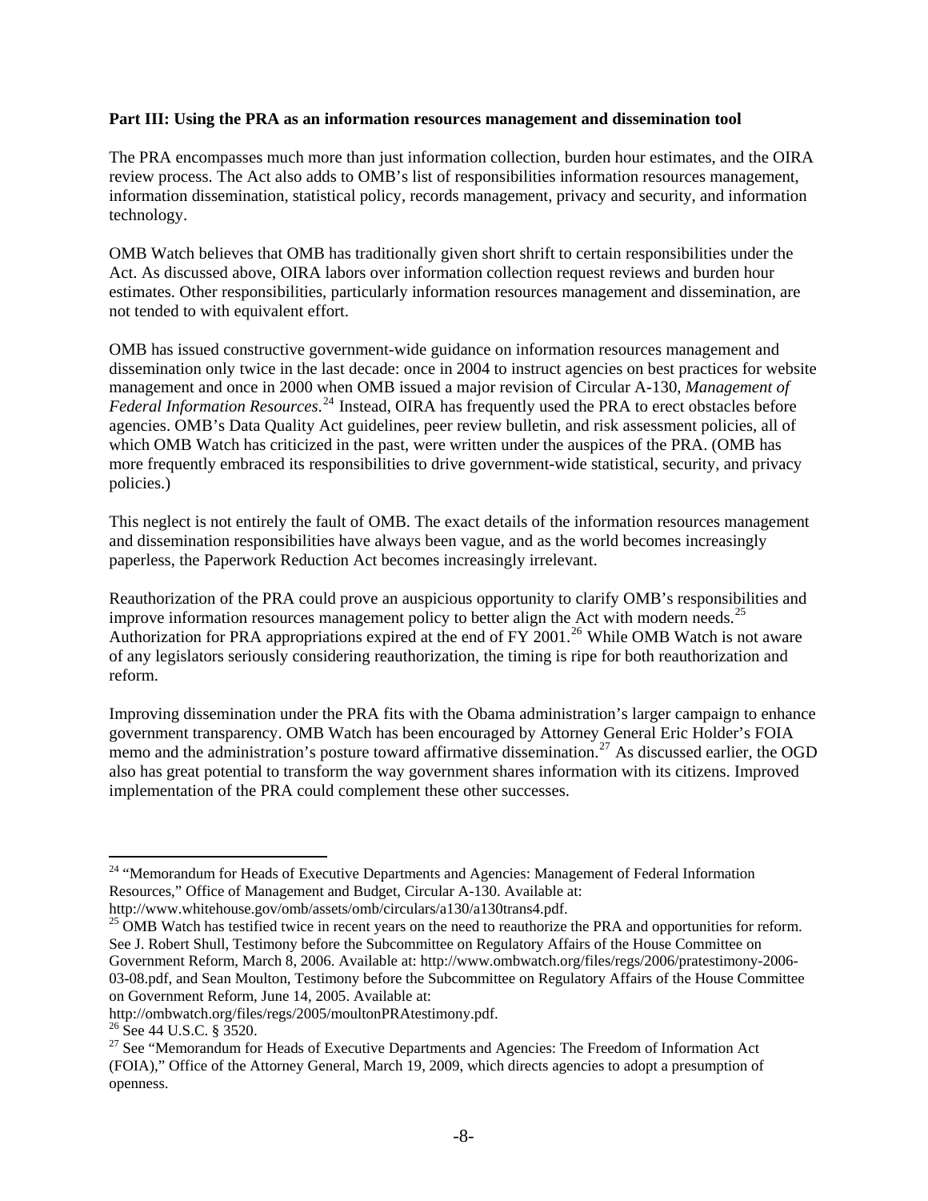**Part III: Using the PRA as an information resources management and dissemination tool**

The PRA encompasses much more than just information collection, burden hour estimates, and the OIRA review process. The Act also adds to OMB's list of responsibilities information resources management, information dissemination, statistical policy, records management, privacy and security, and information technology.

OMB Watch believes that OMB has traditionally given short shrift to certain responsibilities under the Act. As discussed above, OIRA labors over information collection request reviews and burden hour estimates. Other responsibilities, particularly information resources management and dissemination, are not tended to with equivalent effort.

OMB has issued constructive government-wide guidance on information resources management and dissemination only twice in the last decade: once in 2004 to instruct agencies on best practices for website management and once in 2000 when OMB issued a major revision of Circular A-130, *Management of Federal Information Resources*.[24] Instead, OIRA has frequently used the PRA to erect obstacles before agencies. OMB's Data Quality Act guidelines, peer review bulletin, and risk assessment policies, all of which OMB Watch has criticized in the past, were written under the auspices of the PRA. (OMB has more frequently embraced its responsibilities to drive government-wide statistical, security, and privacy policies.)

This neglect is not entirely the fault of OMB. The exact details of the information resources management and dissemination responsibilities have always been vague, and as the world becomes increasingly paperless, the Paperwork Reduction Act becomes increasingly irrelevant.

Reauthorization of the PRA could prove an auspicious opportunity to clarify OMB's responsibilities and improve information resources management policy to better align the Act with modern needs.[25] Authorization for PRA appropriations expired at the end of FY 2001.[26] While OMB Watch is not aware of any legislators seriously considering reauthorization, the timing is ripe for both reauthorization and reform.

Improving dissemination under the PRA fits with the Obama administration's larger campaign to enhance government transparency. OMB Watch has been encouraged by Attorney General Eric Holder's FOIA memo and the administration's posture toward affirmative dissemination.[27] As discussed earlier, the OGD also has great potential to transform the way government shares information with its citizens. Improved implementation of the PRA could complement these other successes.

---

[24] "Memorandum for Heads of Executive Departments and Agencies: Management of Federal Information Resources," Office of Management and Budget, Circular A-130. Available at: http://www.whitehouse.gov/omb/assets/omb/circulars/a130/a130trans4.pdf.

[25] OMB Watch has testified twice in recent years on the need to reauthorize the PRA and opportunities for reform. See J. Robert Shull, Testimony before the Subcommittee on Regulatory Affairs of the House Committee on Government Reform, March 8, 2006. Available at: http://www.ombwatch.org/files/regs/2006/pratestimony-2006-03-08.pdf, and Sean Moulton, Testimony before the Subcommittee on Regulatory Affairs of the House Committee on Government Reform, June 14, 2005. Available at: http://ombwatch.org/files/regs/2005/moultonPRAtestimony.pdf.

[26] See 44 U.S.C. § 3520.

[27] See "Memorandum for Heads of Executive Departments and Agencies: The Freedom of Information Act (FOIA)," Office of the Attorney General, March 19, 2009, which directs agencies to adopt a presumption of openness.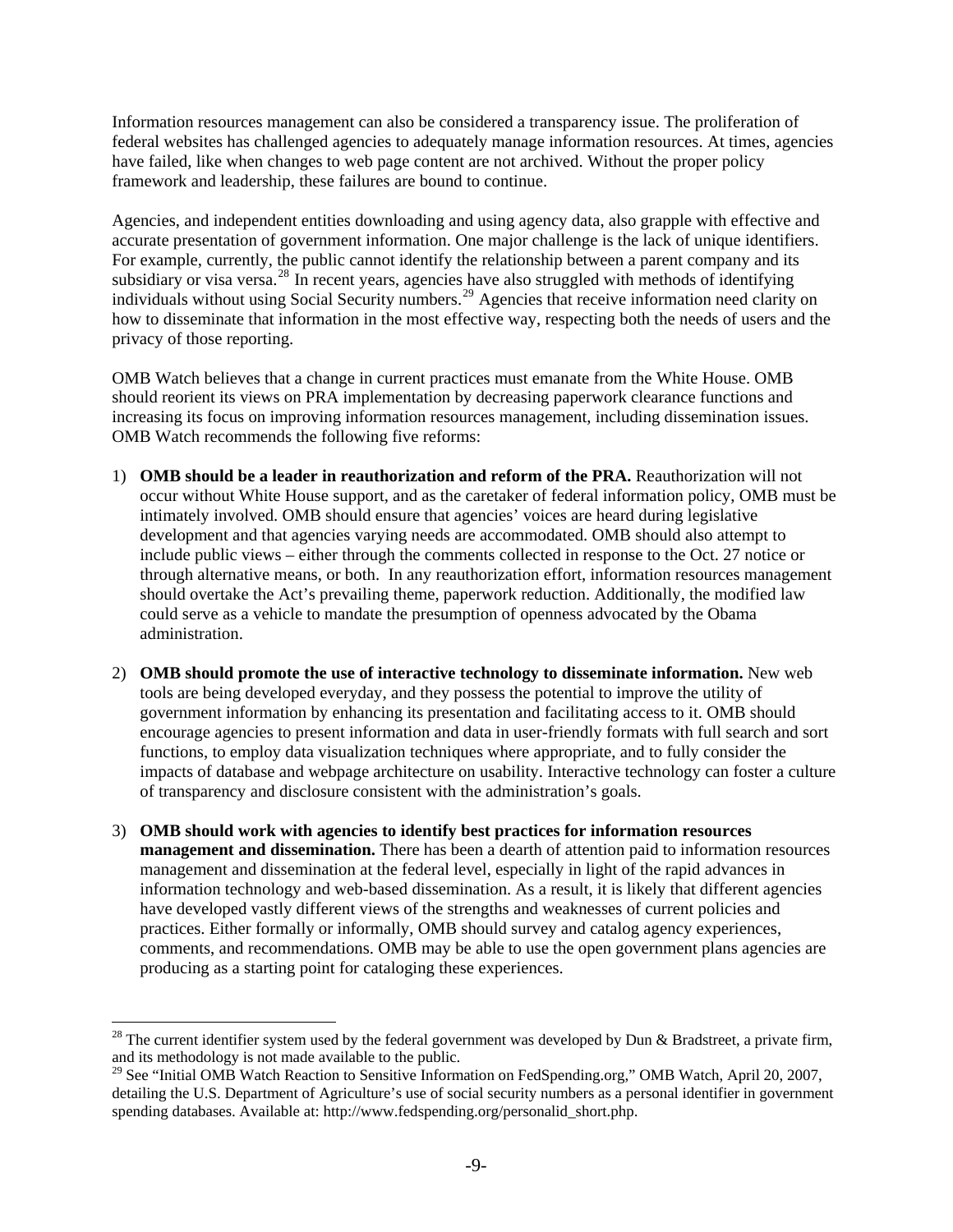Information resources management can also be considered a transparency issue. The proliferation of federal websites has challenged agencies to adequately manage information resources. At times, agencies have failed, like when changes to web page content are not archived. Without the proper policy framework and leadership, these failures are bound to continue.

Agencies, and independent entities downloading and using agency data, also grapple with effective and accurate presentation of government information. One major challenge is the lack of unique identifiers. For example, currently, the public cannot identify the relationship between a parent company and its subsidiary or visa versa.[28] In recent years, agencies have also struggled with methods of identifying individuals without using Social Security numbers.[29] Agencies that receive information need clarity on how to disseminate that information in the most effective way, respecting both the needs of users and the privacy of those reporting.

OMB Watch believes that a change in current practices must emanate from the White House. OMB should reorient its views on PRA implementation by decreasing paperwork clearance functions and increasing its focus on improving information resources management, including dissemination issues. OMB Watch recommends the following five reforms:

1) **OMB should be a leader in reauthorization and reform of the PRA.** Reauthorization will not occur without White House support, and as the caretaker of federal information policy, OMB must be intimately involved. OMB should ensure that agencies' voices are heard during legislative development and that agencies varying needs are accommodated. OMB should also attempt to include public views – either through the comments collected in response to the Oct. 27 notice or through alternative means, or both. In any reauthorization effort, information resources management should overtake the Act's prevailing theme, paperwork reduction. Additionally, the modified law could serve as a vehicle to mandate the presumption of openness advocated by the Obama administration.

2) **OMB should promote the use of interactive technology to disseminate information.** New web tools are being developed everyday, and they possess the potential to improve the utility of government information by enhancing its presentation and facilitating access to it. OMB should encourage agencies to present information and data in user-friendly formats with full search and sort functions, to employ data visualization techniques where appropriate, and to fully consider the impacts of database and webpage architecture on usability. Interactive technology can foster a culture of transparency and disclosure consistent with the administration's goals.

3) **OMB should work with agencies to identify best practices for information resources management and dissemination.** There has been a dearth of attention paid to information resources management and dissemination at the federal level, especially in light of the rapid advances in information technology and web-based dissemination. As a result, it is likely that different agencies have developed vastly different views of the strengths and weaknesses of current policies and practices. Either formally or informally, OMB should survey and catalog agency experiences, comments, and recommendations. OMB may be able to use the open government plans agencies are producing as a starting point for cataloging these experiences.

---

[28] The current identifier system used by the federal government was developed by Dun & Bradstreet, a private firm, and its methodology is not made available to the public.

[29] See "Initial OMB Watch Reaction to Sensitive Information on FedSpending.org," OMB Watch, April 20, 2007, detailing the U.S. Department of Agriculture's use of social security numbers as a personal identifier in government spending databases. Available at: http://www.fedspending.org/personalid_short.php.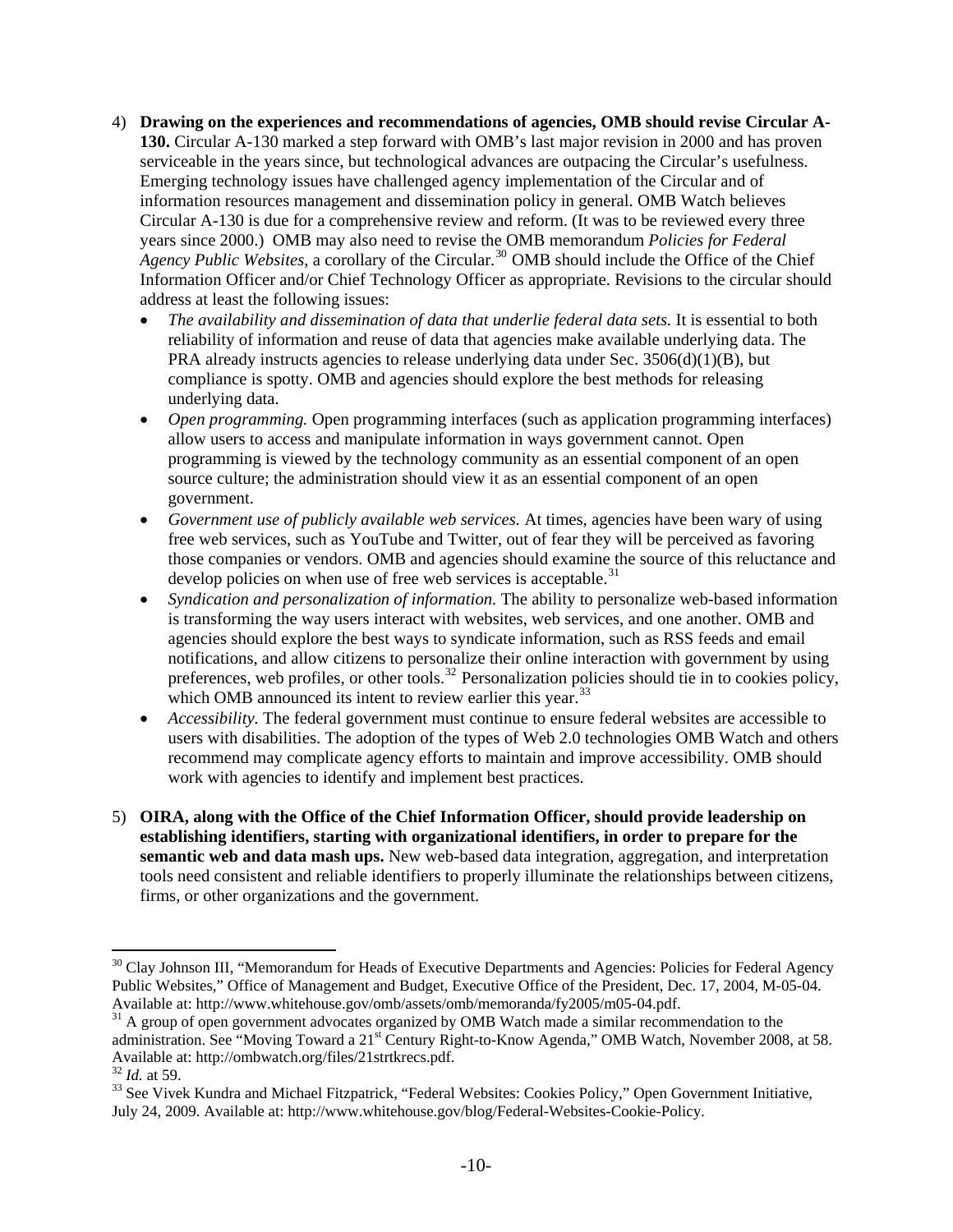4) **Drawing on the experiences and recommendations of agencies, OMB should revise Circular A-130.** Circular A-130 marked a step forward with OMB's last major revision in 2000 and has proven serviceable in the years since, but technological advances are outpacing the Circular's usefulness. Emerging technology issues have challenged agency implementation of the Circular and of information resources management and dissemination policy in general. OMB Watch believes Circular A-130 is due for a comprehensive review and reform. (It was to be reviewed every three years since 2000.) OMB may also need to revise the OMB memorandum *Policies for Federal Agency Public Websites*, a corollary of the Circular.[30] OMB should include the Office of the Chief Information Officer and/or Chief Technology Officer as appropriate. Revisions to the circular should address at least the following issues:
   - *The availability and dissemination of data that underlie federal data sets.* It is essential to both reliability of information and reuse of data that agencies make available underlying data. The PRA already instructs agencies to release underlying data under Sec. 3506(d)(1)(B), but compliance is spotty. OMB and agencies should explore the best methods for releasing underlying data.
   - *Open programming.* Open programming interfaces (such as application programming interfaces) allow users to access and manipulate information in ways government cannot. Open programming is viewed by the technology community as an essential component of an open source culture; the administration should view it as an essential component of an open government.
   - *Government use of publicly available web services.* At times, agencies have been wary of using free web services, such as YouTube and Twitter, out of fear they will be perceived as favoring those companies or vendors. OMB and agencies should examine the source of this reluctance and develop policies on when use of free web services is acceptable.[31]
   - *Syndication and personalization of information.* The ability to personalize web-based information is transforming the way users interact with websites, web services, and one another. OMB and agencies should explore the best ways to syndicate information, such as RSS feeds and email notifications, and allow citizens to personalize their online interaction with government by using preferences, web profiles, or other tools.[32] Personalization policies should tie in to cookies policy, which OMB announced its intent to review earlier this year.[33]
   - *Accessibility.* The federal government must continue to ensure federal websites are accessible to users with disabilities. The adoption of the types of Web 2.0 technologies OMB Watch and others recommend may complicate agency efforts to maintain and improve accessibility. OMB should work with agencies to identify and implement best practices.

5) **OIRA, along with the Office of the Chief Information Officer, should provide leadership on establishing identifiers, starting with organizational identifiers, in order to prepare for the semantic web and data mash ups.** New web-based data integration, aggregation, and interpretation tools need consistent and reliable identifiers to properly illuminate the relationships between citizens, firms, or other organizations and the government.

---

[30] Clay Johnson III, "Memorandum for Heads of Executive Departments and Agencies: Policies for Federal Agency Public Websites," Office of Management and Budget, Executive Office of the President, Dec. 17, 2004, M-05-04. Available at: http://www.whitehouse.gov/omb/assets/omb/memoranda/fy2005/m05-04.pdf.

[31] A group of open government advocates organized by OMB Watch made a similar recommendation to the administration. See "Moving Toward a 21st Century Right-to-Know Agenda," OMB Watch, November 2008, at 58. Available at: http://ombwatch.org/files/21strtkrecs.pdf.

[32] *Id.* at 59.

[33] See Vivek Kundra and Michael Fitzpatrick, "Federal Websites: Cookies Policy," Open Government Initiative, July 24, 2009. Available at: http://www.whitehouse.gov/blog/Federal-Websites-Cookie-Policy.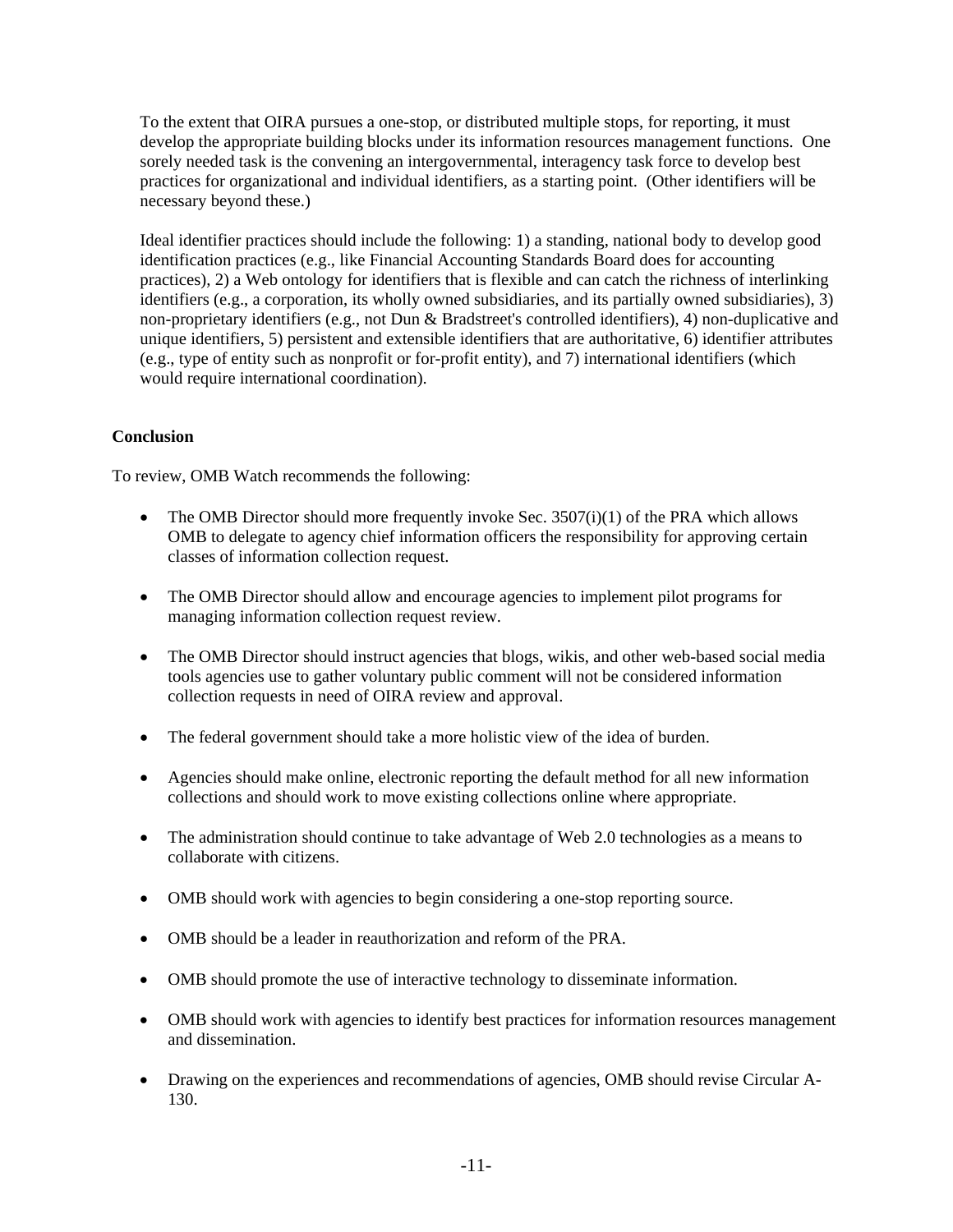To the extent that OIRA pursues a one-stop, or distributed multiple stops, for reporting, it must develop the appropriate building blocks under its information resources management functions. One sorely needed task is the convening an intergovernmental, interagency task force to develop best practices for organizational and individual identifiers, as a starting point. (Other identifiers will be necessary beyond these.)

Ideal identifier practices should include the following: 1) a standing, national body to develop good identification practices (e.g., like Financial Accounting Standards Board does for accounting practices), 2) a Web ontology for identifiers that is flexible and can catch the richness of interlinking identifiers (e.g., a corporation, its wholly owned subsidiaries, and its partially owned subsidiaries), 3) non-proprietary identifiers (e.g., not Dun & Bradstreet's controlled identifiers), 4) non-duplicative and unique identifiers, 5) persistent and extensible identifiers that are authoritative, 6) identifier attributes (e.g., type of entity such as nonprofit or for-profit entity), and 7) international identifiers (which would require international coordination).

**Conclusion**

To review, OMB Watch recommends the following:

- The OMB Director should more frequently invoke Sec. 3507(i)(1) of the PRA which allows OMB to delegate to agency chief information officers the responsibility for approving certain classes of information collection request.
- The OMB Director should allow and encourage agencies to implement pilot programs for managing information collection request review.
- The OMB Director should instruct agencies that blogs, wikis, and other web-based social media tools agencies use to gather voluntary public comment will not be considered information collection requests in need of OIRA review and approval.
- The federal government should take a more holistic view of the idea of burden.
- Agencies should make online, electronic reporting the default method for all new information collections and should work to move existing collections online where appropriate.
- The administration should continue to take advantage of Web 2.0 technologies as a means to collaborate with citizens.
- OMB should work with agencies to begin considering a one-stop reporting source.
- OMB should be a leader in reauthorization and reform of the PRA.
- OMB should promote the use of interactive technology to disseminate information.
- OMB should work with agencies to identify best practices for information resources management and dissemination.
- Drawing on the experiences and recommendations of agencies, OMB should revise Circular A-130.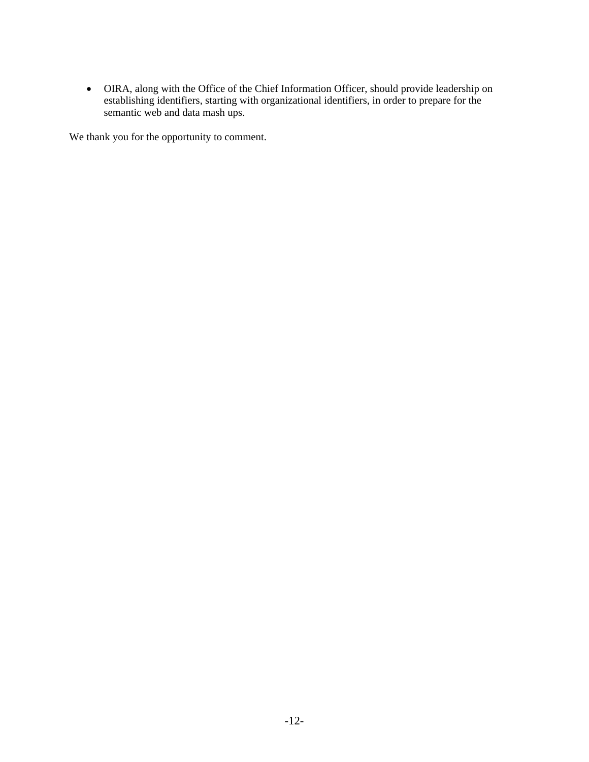- OIRA, along with the Office of the Chief Information Officer, should provide leadership on establishing identifiers, starting with organizational identifiers, in order to prepare for the semantic web and data mash ups.

We thank you for the opportunity to comment.